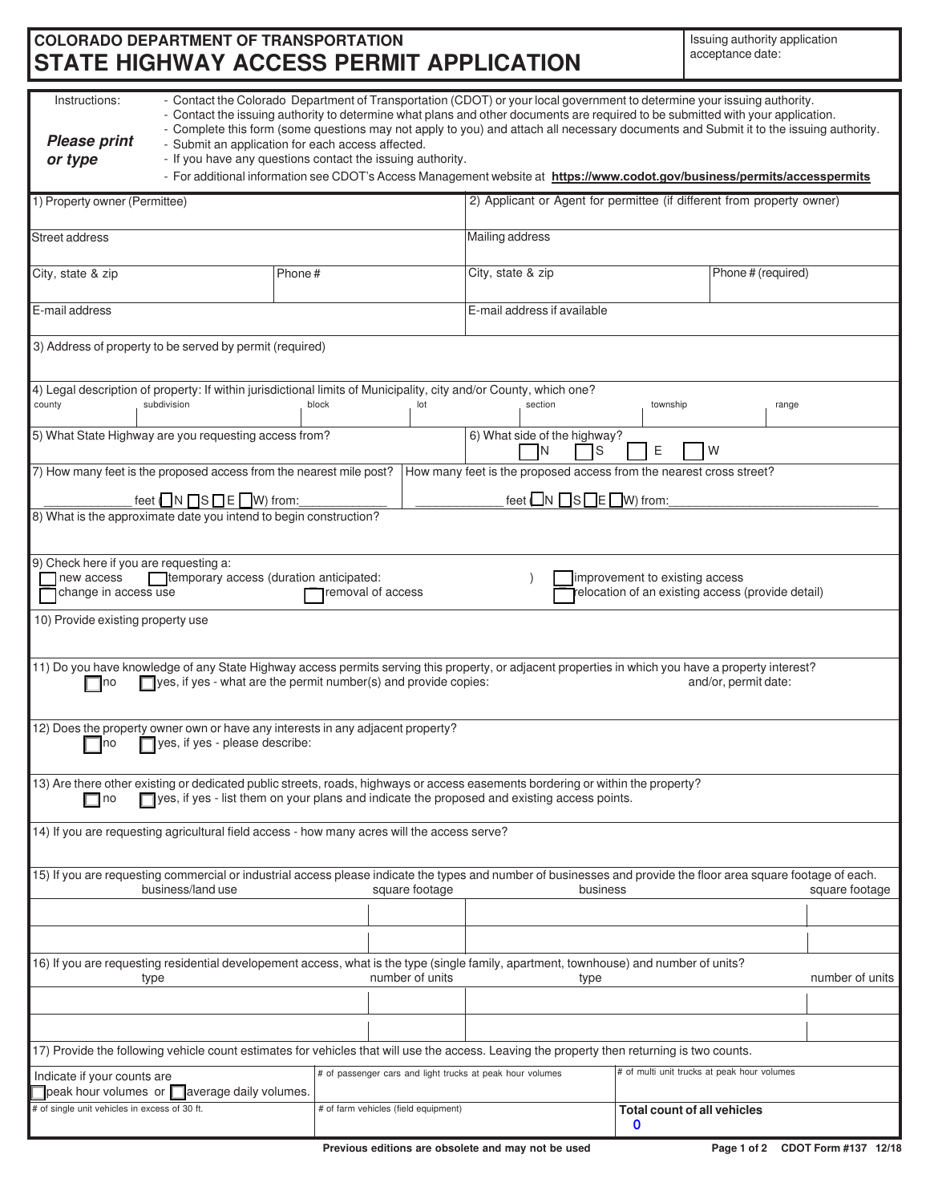# COLORADO DEPARTMENT OF TRANSPORTATION
# STATE HIGHWAY ACCESS PERMIT APPLICATION

Issuing authority application acceptance date:

Instructions:

***Please print or type***

- Contact the Colorado Department of Transportation (CDOT) or your local government to determine your issuing authority.
- Contact the issuing authority to determine what plans and other documents are required to be submitted with your application.
- Complete this form (some questions may not apply to you) and attach all necessary documents and Submit it to the issuing authority.
- Submit an application for each access affected.
- If you have any questions contact the issuing authority.
- For additional information see CDOT's Access Management website at **https://www.codot.gov/business/permits/accesspermits**

| 1) Property owner (Permittee) | | 2) Applicant or Agent for permittee (if different from property owner) | |
|---|---|---|---|
| Street address | | Mailing address | |
| City, state & zip | Phone # | City, state & zip | Phone # (required) |
| E-mail address | | E-mail address if available | |

3) Address of property to be served by permit (required)

4) Legal description of property: If within jurisdictional limits of Municipality, city and/or County, which one?

| county | subdivision | block | lot | section | township | range |
|---|---|---|---|---|---|---|
| | | | | | | |

5) What State Highway are you requesting access from?

6) What side of the highway? ☐ N ☐ S ☐ E ☐ W

7) How many feet is the proposed access from the nearest mile post? ____________ feet (☐ N ☐ S ☐ E ☐ W) from: ____________

How many feet is the proposed access from the nearest cross street? ____________ feet (☐ N ☐ S ☐ E ☐ W) from: ____________

8) What is the approximate date you intend to begin construction?

9) Check here if you are requesting a:
☐ new access ☐ temporary access (duration anticipated: ) ☐ improvement to existing access
☐ change in access use ☐ removal of access ☐ relocation of an existing access (provide detail)

10) Provide existing property use

11) Do you have knowledge of any State Highway access permits serving this property, or adjacent properties in which you have a property interest?
☐ no ☐ yes, if yes - what are the permit number(s) and provide copies: and/or, permit date:

12) Does the property owner own or have any interests in any adjacent property?
☐ no ☐ yes, if yes - please describe:

13) Are there other existing or dedicated public streets, roads, highways or access easements bordering or within the property?
☐ no ☐ yes, if yes - list them on your plans and indicate the proposed and existing access points.

14) If you are requesting agricultural field access - how many acres will the access serve?

15) If you are requesting commercial or industrial access please indicate the types and number of businesses and provide the floor area square footage of each.

| business/land use | square footage | business | square footage |
|---|---|---|---|
| | | | |
| | | | |

16) If you are requesting residential developement access, what is the type (single family, apartment, townhouse) and number of units?

| type | number of units | type | number of units |
|---|---|---|---|
| | | | |
| | | | |

17) Provide the following vehicle count estimates for vehicles that will use the access. Leaving the property then returning is two counts.

| Indicate if your counts are ☐ peak hour volumes or ☐ average daily volumes. | # of passenger cars and light trucks at peak hour volumes | # of multi unit trucks at peak hour volumes |
|---|---|---|
| # of single unit vehicles in excess of 30 ft. | # of farm vehicles (field equipment) | **Total count of all vehicles** 0 |

**Previous editions are obsolete and may not be used**

CDOT Form #137 12/18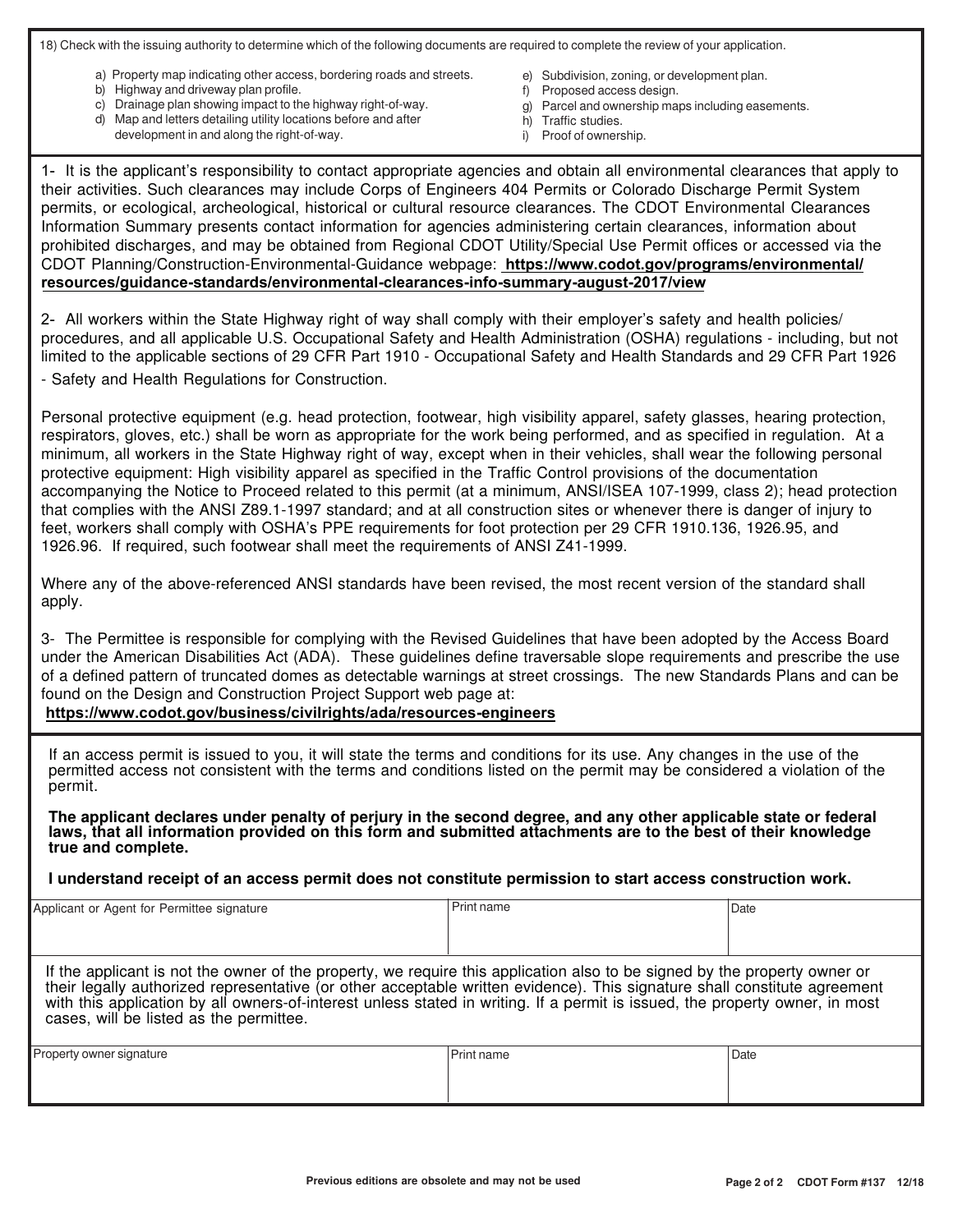18) Check with the issuing authority to determine which of the following documents are required to complete the review of your application.

a) Property map indicating other access, bordering roads and streets.
b) Highway and driveway plan profile.
c) Drainage plan showing impact to the highway right-of-way.
d) Map and letters detailing utility locations before and after development in and along the right-of-way.
e) Subdivision, zoning, or development plan.
f) Proposed access design.
g) Parcel and ownership maps including easements.
h) Traffic studies.
i) Proof of ownership.

1- It is the applicant's responsibility to contact appropriate agencies and obtain all environmental clearances that apply to their activities. Such clearances may include Corps of Engineers 404 Permits or Colorado Discharge Permit System permits, or ecological, archeological, historical or cultural resource clearances. The CDOT Environmental Clearances Information Summary presents contact information for agencies administering certain clearances, information about prohibited discharges, and may be obtained from Regional CDOT Utility/Special Use Permit offices or accessed via the CDOT Planning/Construction-Environmental-Guidance webpage: **https://www.codot.gov/programs/environmental/resources/guidance-standards/environmental-clearances-info-summary-august-2017/view**

2- All workers within the State Highway right of way shall comply with their employer's safety and health policies/procedures, and all applicable U.S. Occupational Safety and Health Administration (OSHA) regulations - including, but not limited to the applicable sections of 29 CFR Part 1910 - Occupational Safety and Health Standards and 29 CFR Part 1926 - Safety and Health Regulations for Construction.

Personal protective equipment (e.g. head protection, footwear, high visibility apparel, safety glasses, hearing protection, respirators, gloves, etc.) shall be worn as appropriate for the work being performed, and as specified in regulation. At a minimum, all workers in the State Highway right of way, except when in their vehicles, shall wear the following personal protective equipment: High visibility apparel as specified in the Traffic Control provisions of the documentation accompanying the Notice to Proceed related to this permit (at a minimum, ANSI/ISEA 107-1999, class 2); head protection that complies with the ANSI Z89.1-1997 standard; and at all construction sites or whenever there is danger of injury to feet, workers shall comply with OSHA's PPE requirements for foot protection per 29 CFR 1910.136, 1926.95, and 1926.96. If required, such footwear shall meet the requirements of ANSI Z41-1999.

Where any of the above-referenced ANSI standards have been revised, the most recent version of the standard shall apply.

3- The Permittee is responsible for complying with the Revised Guidelines that have been adopted by the Access Board under the American Disabilities Act (ADA). These guidelines define traversable slope requirements and prescribe the use of a defined pattern of truncated domes as detectable warnings at street crossings. The new Standards Plans and can be found on the Design and Construction Project Support web page at:
**https://www.codot.gov/business/civilrights/ada/resources-engineers**

If an access permit is issued to you, it will state the terms and conditions for its use. Any changes in the use of the permitted access not consistent with the terms and conditions listed on the permit may be considered a violation of the permit.

**The applicant declares under penalty of perjury in the second degree, and any other applicable state or federal laws, that all information provided on this form and submitted attachments are to the best of their knowledge true and complete.**

**I understand receipt of an access permit does not constitute permission to start access construction work.**

| Applicant or Agent for Permittee signature | Print name | Date |
|---|---|---|
| | | |

If the applicant is not the owner of the property, we require this application also to be signed by the property owner or their legally authorized representative (or other acceptable written evidence). This signature shall constitute agreement with this application by all owners-of-interest unless stated in writing. If a permit is issued, the property owner, in most cases, will be listed as the permittee.

| Property owner signature | Print name | Date |
|---|---|---|
| | | |

Previous editions are obsolete and may not be used

CDOT Form #137 12/18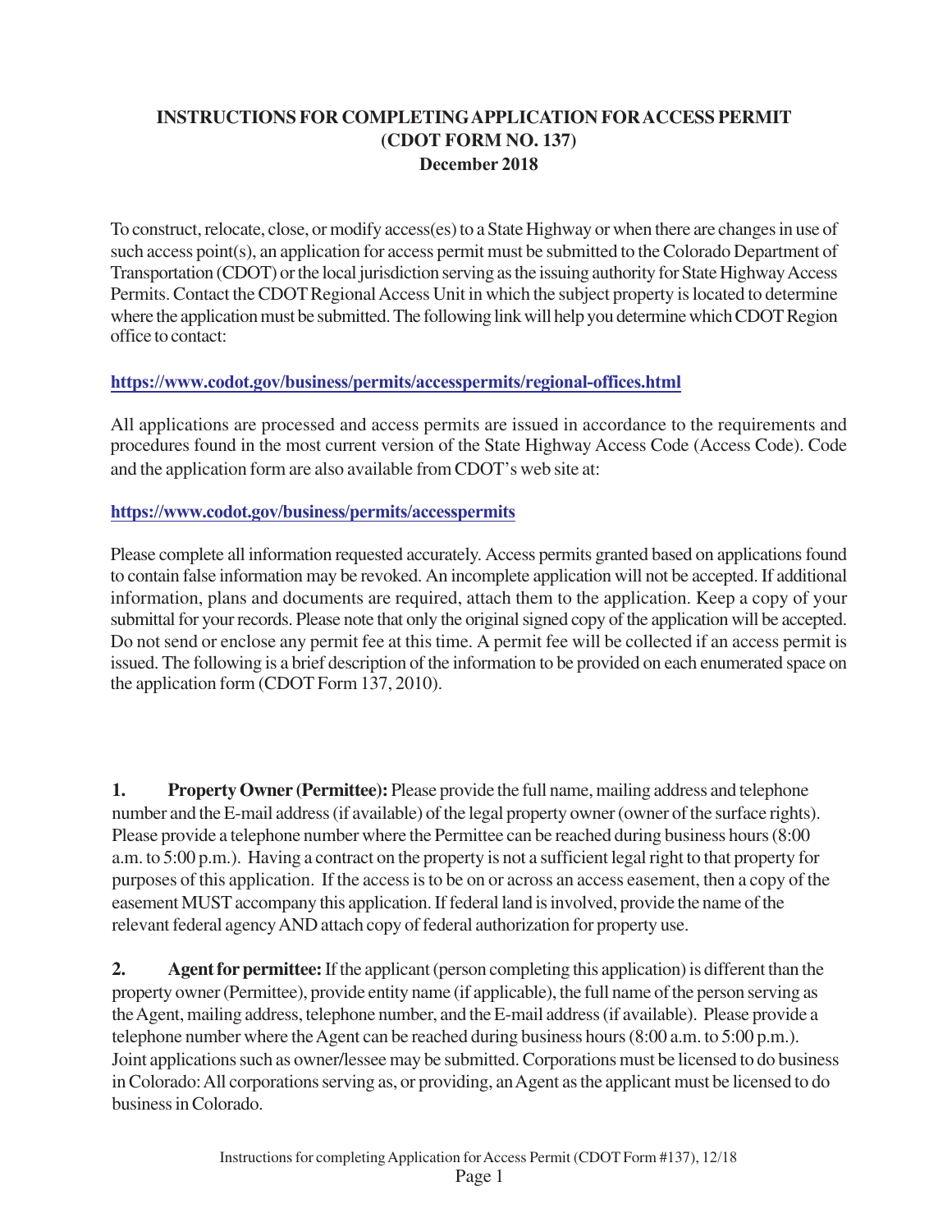# INSTRUCTIONS FOR COMPLETING APPLICATION FOR ACCESS PERMIT (CDOT FORM NO. 137)

**December 2018**

To construct, relocate, close, or modify access(es) to a State Highway or when there are changes in use of such access point(s), an application for access permit must be submitted to the Colorado Department of Transportation (CDOT) or the local jurisdiction serving as the issuing authority for State Highway Access Permits. Contact the CDOT Regional Access Unit in which the subject property is located to determine where the application must be submitted. The following link will help you determine which CDOT Region office to contact:

https://www.codot.gov/business/permits/accesspermits/regional-offices.html

All applications are processed and access permits are issued in accordance to the requirements and procedures found in the most current version of the State Highway Access Code (Access Code). Code and the application form are also available from CDOT's web site at:

https://www.codot.gov/business/permits/accesspermits

Please complete all information requested accurately. Access permits granted based on applications found to contain false information may be revoked. An incomplete application will not be accepted. If additional information, plans and documents are required, attach them to the application. Keep a copy of your submittal for your records. Please note that only the original signed copy of the application will be accepted. Do not send or enclose any permit fee at this time. A permit fee will be collected if an access permit is issued. The following is a brief description of the information to be provided on each enumerated space on the application form (CDOT Form 137, 2010).

**1. Property Owner (Permittee):** Please provide the full name, mailing address and telephone number and the E-mail address (if available) of the legal property owner (owner of the surface rights). Please provide a telephone number where the Permittee can be reached during business hours (8:00 a.m. to 5:00 p.m.). Having a contract on the property is not a sufficient legal right to that property for purposes of this application. If the access is to be on or across an access easement, then a copy of the easement MUST accompany this application. If federal land is involved, provide the name of the relevant federal agency AND attach copy of federal authorization for property use.

**2. Agent for permittee:** If the applicant (person completing this application) is different than the property owner (Permittee), provide entity name (if applicable), the full name of the person serving as the Agent, mailing address, telephone number, and the E-mail address (if available). Please provide a telephone number where the Agent can be reached during business hours (8:00 a.m. to 5:00 p.m.). Joint applications such as owner/lessee may be submitted. Corporations must be licensed to do business in Colorado: All corporations serving as, or providing, an Agent as the applicant must be licensed to do business in Colorado.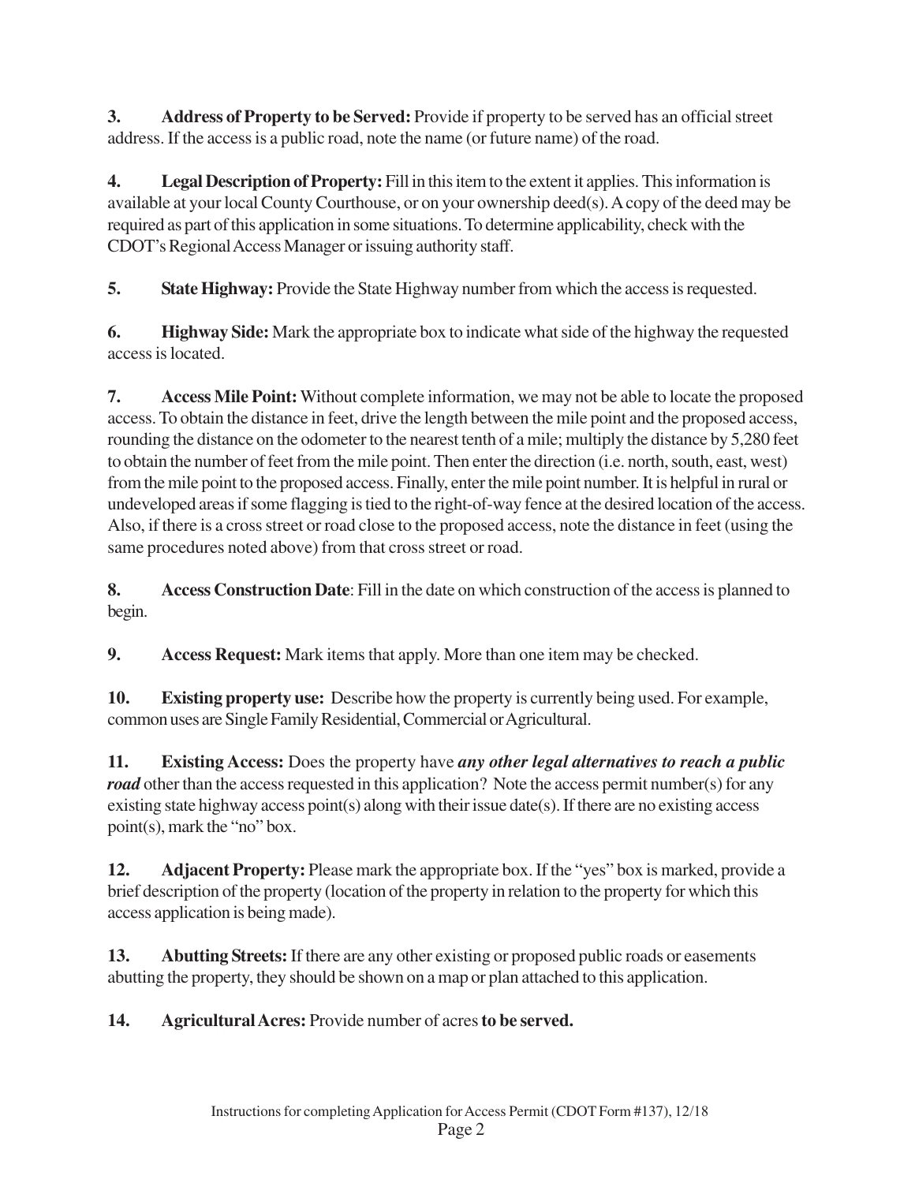**3. Address of Property to be Served:** Provide if property to be served has an official street address. If the access is a public road, note the name (or future name) of the road.

**4. Legal Description of Property:** Fill in this item to the extent it applies. This information is available at your local County Courthouse, or on your ownership deed(s). A copy of the deed may be required as part of this application in some situations. To determine applicability, check with the CDOT's Regional Access Manager or issuing authority staff.

**5. State Highway:** Provide the State Highway number from which the access is requested.

**6. Highway Side:** Mark the appropriate box to indicate what side of the highway the requested access is located.

**7. Access Mile Point:** Without complete information, we may not be able to locate the proposed access. To obtain the distance in feet, drive the length between the mile point and the proposed access, rounding the distance on the odometer to the nearest tenth of a mile; multiply the distance by 5,280 feet to obtain the number of feet from the mile point. Then enter the direction (i.e. north, south, east, west) from the mile point to the proposed access. Finally, enter the mile point number. It is helpful in rural or undeveloped areas if some flagging is tied to the right-of-way fence at the desired location of the access. Also, if there is a cross street or road close to the proposed access, note the distance in feet (using the same procedures noted above) from that cross street or road.

**8. Access Construction Date**: Fill in the date on which construction of the access is planned to begin.

**9. Access Request:** Mark items that apply. More than one item may be checked.

**10. Existing property use:** Describe how the property is currently being used. For example, common uses are Single Family Residential, Commercial or Agricultural.

**11. Existing Access:** Does the property have ***any other legal alternatives to reach a public road*** other than the access requested in this application? Note the access permit number(s) for any existing state highway access point(s) along with their issue date(s). If there are no existing access point(s), mark the "no" box.

**12. Adjacent Property:** Please mark the appropriate box. If the "yes" box is marked, provide a brief description of the property (location of the property in relation to the property for which this access application is being made).

**13. Abutting Streets:** If there are any other existing or proposed public roads or easements abutting the property, they should be shown on a map or plan attached to this application.

**14. Agricultural Acres:** Provide number of acres **to be served.**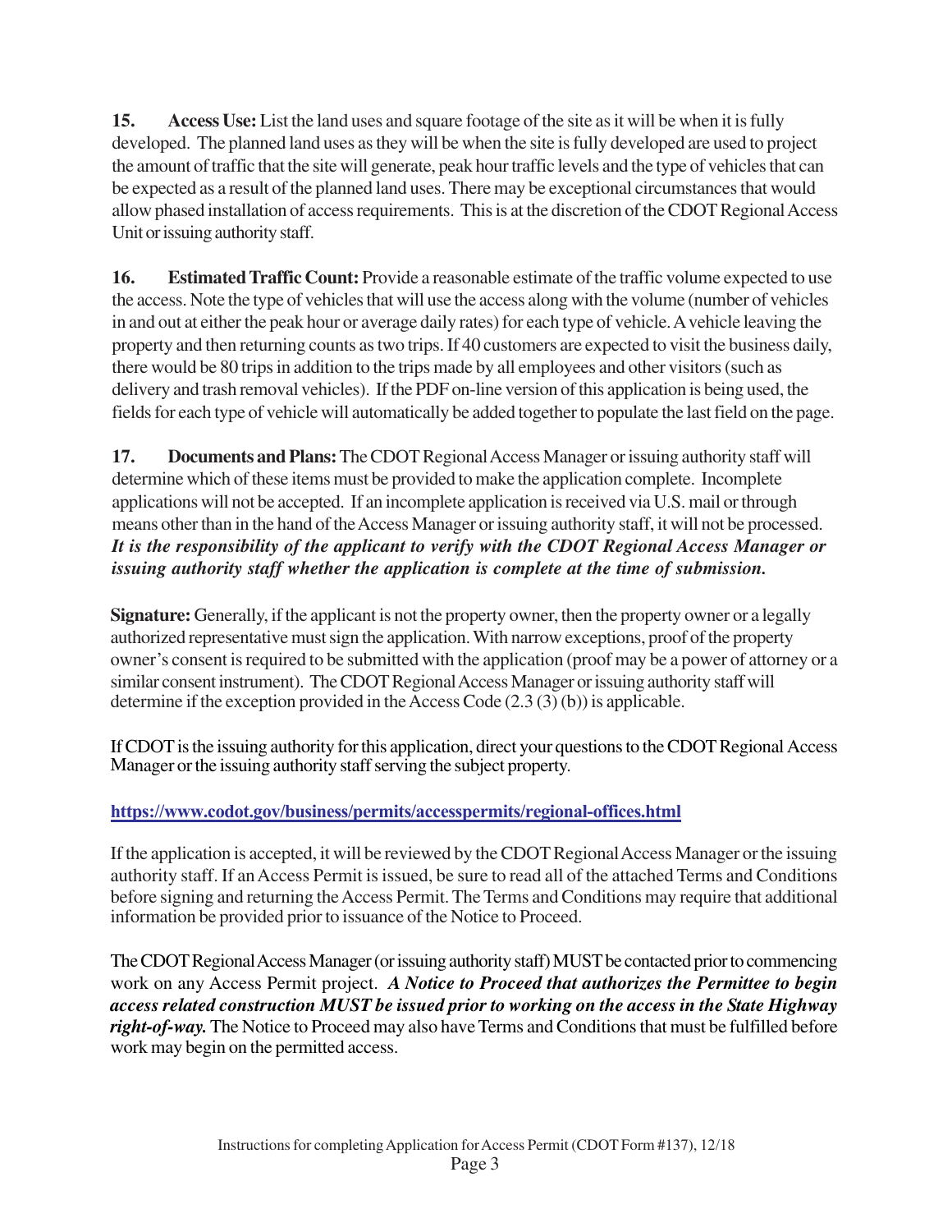**15. Access Use:** List the land uses and square footage of the site as it will be when it is fully developed. The planned land uses as they will be when the site is fully developed are used to project the amount of traffic that the site will generate, peak hour traffic levels and the type of vehicles that can be expected as a result of the planned land uses. There may be exceptional circumstances that would allow phased installation of access requirements. This is at the discretion of the CDOT Regional Access Unit or issuing authority staff.

**16. Estimated Traffic Count:** Provide a reasonable estimate of the traffic volume expected to use the access. Note the type of vehicles that will use the access along with the volume (number of vehicles in and out at either the peak hour or average daily rates) for each type of vehicle. A vehicle leaving the property and then returning counts as two trips. If 40 customers are expected to visit the business daily, there would be 80 trips in addition to the trips made by all employees and other visitors (such as delivery and trash removal vehicles). If the PDF on-line version of this application is being used, the fields for each type of vehicle will automatically be added together to populate the last field on the page.

**17. Documents and Plans:** The CDOT Regional Access Manager or issuing authority staff will determine which of these items must be provided to make the application complete. Incomplete applications will not be accepted. If an incomplete application is received via U.S. mail or through means other than in the hand of the Access Manager or issuing authority staff, it will not be processed. ***It is the responsibility of the applicant to verify with the CDOT Regional Access Manager or issuing authority staff whether the application is complete at the time of submission.***

**Signature:** Generally, if the applicant is not the property owner, then the property owner or a legally authorized representative must sign the application. With narrow exceptions, proof of the property owner's consent is required to be submitted with the application (proof may be a power of attorney or a similar consent instrument). The CDOT Regional Access Manager or issuing authority staff will determine if the exception provided in the Access Code (2.3 (3) (b)) is applicable.

If CDOT is the issuing authority for this application, direct your questions to the CDOT Regional Access Manager or the issuing authority staff serving the subject property.

**https://www.codot.gov/business/permits/accesspermits/regional-offices.html**

If the application is accepted, it will be reviewed by the CDOT Regional Access Manager or the issuing authority staff. If an Access Permit is issued, be sure to read all of the attached Terms and Conditions before signing and returning the Access Permit. The Terms and Conditions may require that additional information be provided prior to issuance of the Notice to Proceed.

The CDOT Regional Access Manager (or issuing authority staff) MUST be contacted prior to commencing work on any Access Permit project. ***A Notice to Proceed that authorizes the Permittee to begin access related construction MUST be issued prior to working on the access in the State Highway right-of-way.*** The Notice to Proceed may also have Terms and Conditions that must be fulfilled before work may begin on the permitted access.

Instructions for completing Application for Access Permit (CDOT Form #137), 12/18